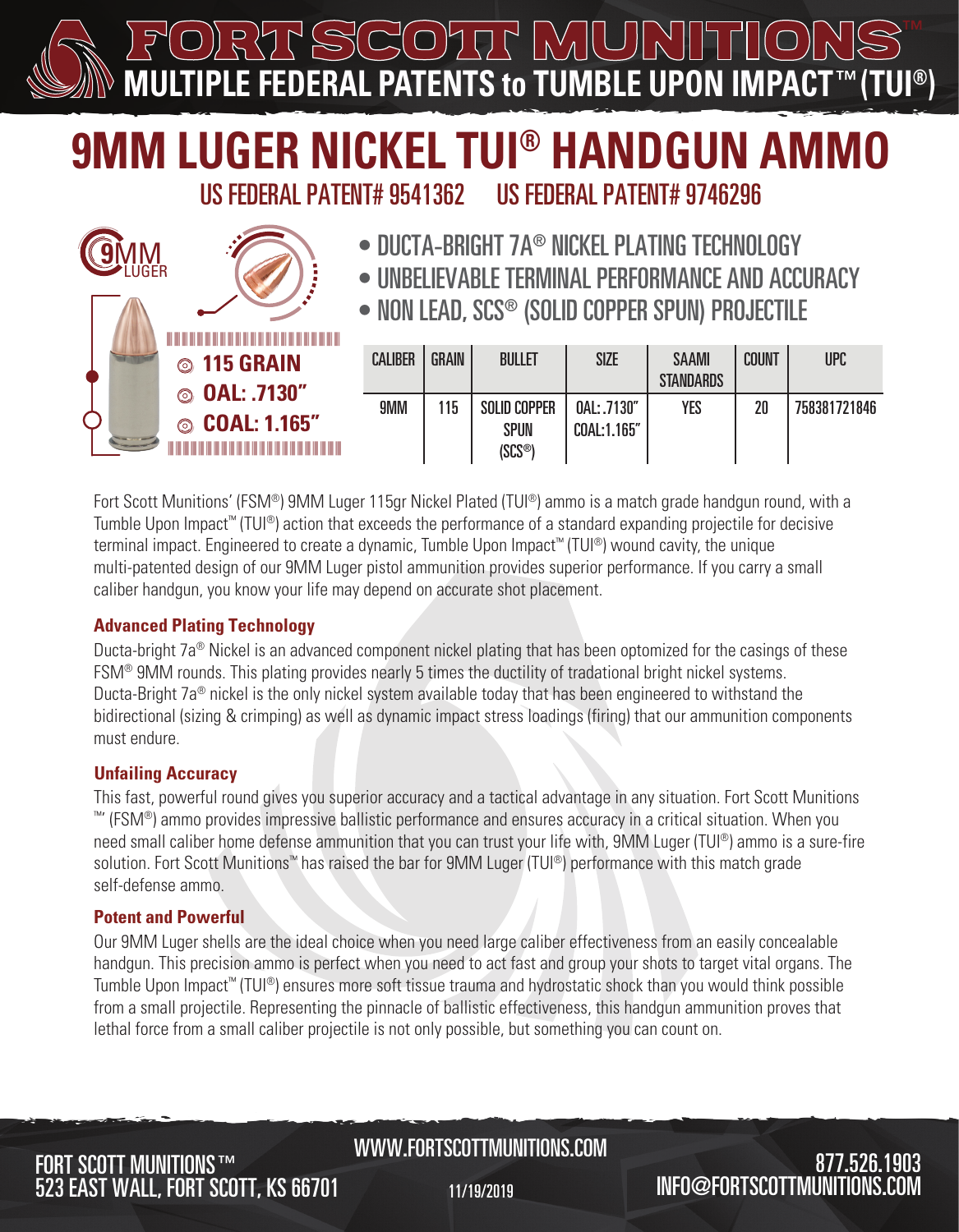# FORT SCOTT MUNITIONS™

## MULTIPLE FEDERAL PATENTS to TUMBLE UPON IMPACT™ (TUI®)

# 9MM LUGER NICKEL TUI® HANDGUN AMMO

US FEDERAL PATENT# 9541362     US FEDERAL PATENT# 9746296

9MM LUGER

- 115 GRAIN
- OAL: .7130"
- COAL: 1.165"

- DUCTA-BRIGHT 7A® NICKEL PLATING TECHNOLOGY
- UNBELIEVABLE TERMINAL PERFORMANCE AND ACCURACY
- NON LEAD, SCS® (SOLID COPPER SPUN) PROJECTILE

| CALIBER | GRAIN | BULLET | SIZE | SAAMI STANDARDS | COUNT | UPC |
|---|---|---|---|---|---|---|
| 9MM | 115 | SOLID COPPER SPUN (SCS®) | OAL: .7130" COAL:1.165" | YES | 20 | 758381721846 |

Fort Scott Munitions' (FSM®) 9MM Luger 115gr Nickel Plated (TUI®) ammo is a match grade handgun round, with a Tumble Upon Impact™ (TUI®) action that exceeds the performance of a standard expanding projectile for decisive terminal impact. Engineered to create a dynamic, Tumble Upon Impact™ (TUI®) wound cavity, the unique multi-patented design of our 9MM Luger pistol ammunition provides superior performance. If you carry a small caliber handgun, you know your life may depend on accurate shot placement.

### Advanced Plating Technology

Ducta-bright 7a® Nickel is an advanced component nickel plating that has been optomized for the casings of these FSM® 9MM rounds. This plating provides nearly 5 times the ductility of tradational bright nickel systems. Ducta-Bright 7a® nickel is the only nickel system available today that has been engineered to withstand the bidirectional (sizing & crimping) as well as dynamic impact stress loadings (firing) that our ammunition components must endure.

### Unfailing Accuracy

This fast, powerful round gives you superior accuracy and a tactical advantage in any situation. Fort Scott Munitions ™' (FSM®) ammo provides impressive ballistic performance and ensures accuracy in a critical situation. When you need small caliber home defense ammunition that you can trust your life with, 9MM Luger (TUI®) ammo is a sure-fire solution. Fort Scott Munitions™ has raised the bar for 9MM Luger (TUI®) performance with this match grade self-defense ammo.

### Potent and Powerful

Our 9MM Luger shells are the ideal choice when you need large caliber effectiveness from an easily concealable handgun. This precision ammo is perfect when you need to act fast and group your shots to target vital organs. The Tumble Upon Impact™ (TUI®) ensures more soft tissue trauma and hydrostatic shock than you would think possible from a small projectile. Representing the pinnacle of ballistic effectiveness, this handgun ammunition proves that lethal force from a small caliber projectile is not only possible, but something you can count on.

FORT SCOTT MUNITIONS™
523 EAST WALL, FORT SCOTT, KS 66701

WWW.FORTSCOTTMUNITIONS.COM

11/19/2019

877.526.1903
INFO@FORTSCOTTMUNITIONS.COM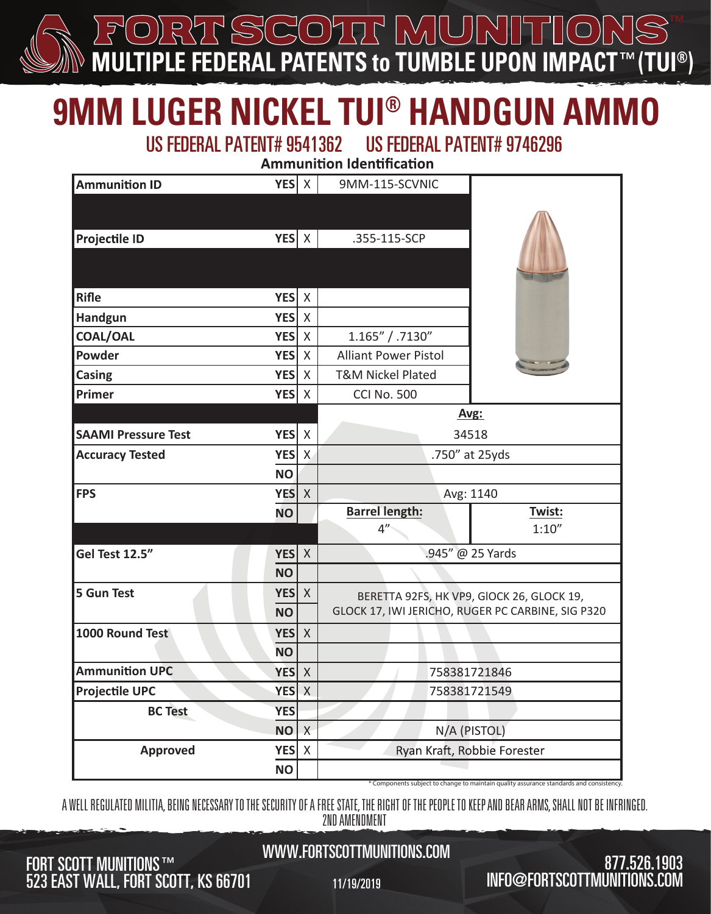# FORT SCOTT MUNITIONS™

## MULTIPLE FEDERAL PATENTS to TUMBLE UPON IMPACT™ (TUI®)

# 9MM LUGER NICKEL TUI® HANDGUN AMMO

### US FEDERAL PATENT# 9541362 US FEDERAL PATENT# 9746296

**Ammunition Identification**

| | | | | |
|---|---|---|---|---|
| **Ammunition ID** | **YES** | X | 9MM-115-SCVNIC | |
| **Projectile ID** | **YES** | X | .355-115-SCP | |
| **Rifle** | **YES** | X | | |
| **Handgun** | **YES** | X | | |
| **COAL/OAL** | **YES** | X | 1.165" / .7130" | |
| **Powder** | **YES** | X | Alliant Power Pistol | |
| **Casing** | **YES** | X | T&M Nickel Plated | |
| **Primer** | **YES** | X | CCI No. 500 | |
| | | | **Avg:** | |
| **SAAMI Pressure Test** | **YES** | X | 34518 | |
| **Accuracy Tested** | **YES** | X | .750" at 25yds | |
| | **NO** | | | |
| **FPS** | **YES** | X | Avg: 1140 | |
| | **NO** | | **Barrel length:** 4" | **Twist:** 1:10" |
| **Gel Test 12.5"** | **YES** | X | .945" @ 25 Yards | |
| | **NO** | | | |
| **5 Gun Test** | **YES** | X | BERETTA 92FS, HK VP9, GlOCK 26, GLOCK 19, GLOCK 17, IWI JERICHO, RUGER PC CARBINE, SIG P320 | |
| | **NO** | | | |
| **1000 Round Test** | **YES** | X | | |
| | **NO** | | | |
| **Ammunition UPC** | **YES** | X | 758381721846 | |
| **Projectile UPC** | **YES** | X | 758381721549 | |
| **BC Test** | **YES** | | | |
| | **NO** | X | N/A (PISTOL) | |
| **Approved** | **YES** | X | Ryan Kraft, Robbie Forester | |
| | **NO** | | | |

\* Components subject to change to maintain quality assurance standards and consistency.

A WELL REGULATED MILITIA, BEING NECESSARY TO THE SECURITY OF A FREE STATE, THE RIGHT OF THE PEOPLE TO KEEP AND BEAR ARMS, SHALL NOT BE INFRINGED.
2ND AMENDMENT

FORT SCOTT MUNITIONS™
523 EAST WALL, FORT SCOTT, KS 66701

WWW.FORTSCOTTMUNITIONS.COM

11/19/2019

877.526.1903
INFO@FORTSCOTTMUNITIONS.COM